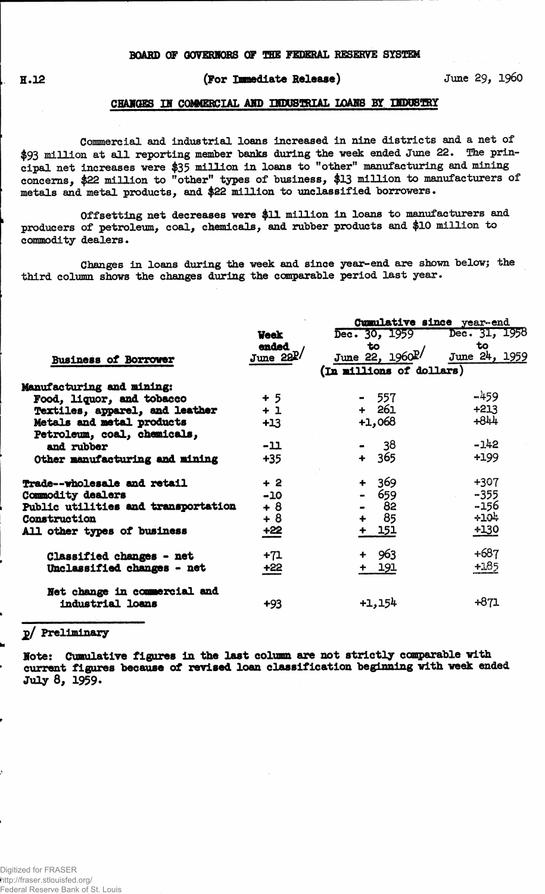BOARD OF GOVERNORS OF THE FEDERAL RESERVE SYSTEM

H.12 (For Immediate Release) June 29, 1960

## CHANGES IN COMMERCIAL AND INDUSTRIAL LOANS BY INDUSTRY

Commercial and industrial loans increased in nine districts and a net of $93 million at all reporting member banks during the week ended June 22. The principal net increases were $35 million in loans to "other" manufacturing and mining concerns, $22 million to "other" types of business, $13 million to manufacturers of metals and metal products, and $22 million to unclassified borrowers.

Offsetting net decreases were $11 million in loans to manufacturers and producers of petroleum, coal, chemicals, and rubber products and $10 million to commodity dealers.

Changes in loans during the week and since year-end are shown below; the third column shows the changes during the comparable period last year.

| Business of Borrower | Week ended June 22p/ | Cumulative since year-end: Dec. 30, 1959 to June 22, 1960p/ | Cumulative since year-end: Dec. 31, 1958 to June 24, 1959 |
|---|---|---|---|
| | (In millions of dollars) | | |
| Manufacturing and mining: | | | |
| Food, liquor, and tobacco | + 5 | - 557 | -459 |
| Textiles, apparel, and leather | + 1 | + 261 | +213 |
| Metals and metal products | +13 | +1,068 | +844 |
| Petroleum, coal, chemicals, and rubber | -11 | - 38 | -142 |
| Other manufacturing and mining | +35 | + 365 | +199 |
| Trade--wholesale and retail | + 2 | + 369 | +307 |
| Commodity dealers | -10 | - 659 | -355 |
| Public utilities and transportation | + 8 | - 82 | -156 |
| Construction | + 8 | + 85 | +104 |
| All other types of business | +22 | + 151 | +130 |
| Classified changes - net | +71 | + 963 | +687 |
| Unclassified changes - net | +22 | + 191 | +185 |
| Net change in commercial and industrial loans | +93 | +1,154 | +871 |

p/ Preliminary

Note: Cumulative figures in the last column are not strictly comparable with current figures because of revised loan classification beginning with week ended July 8, 1959.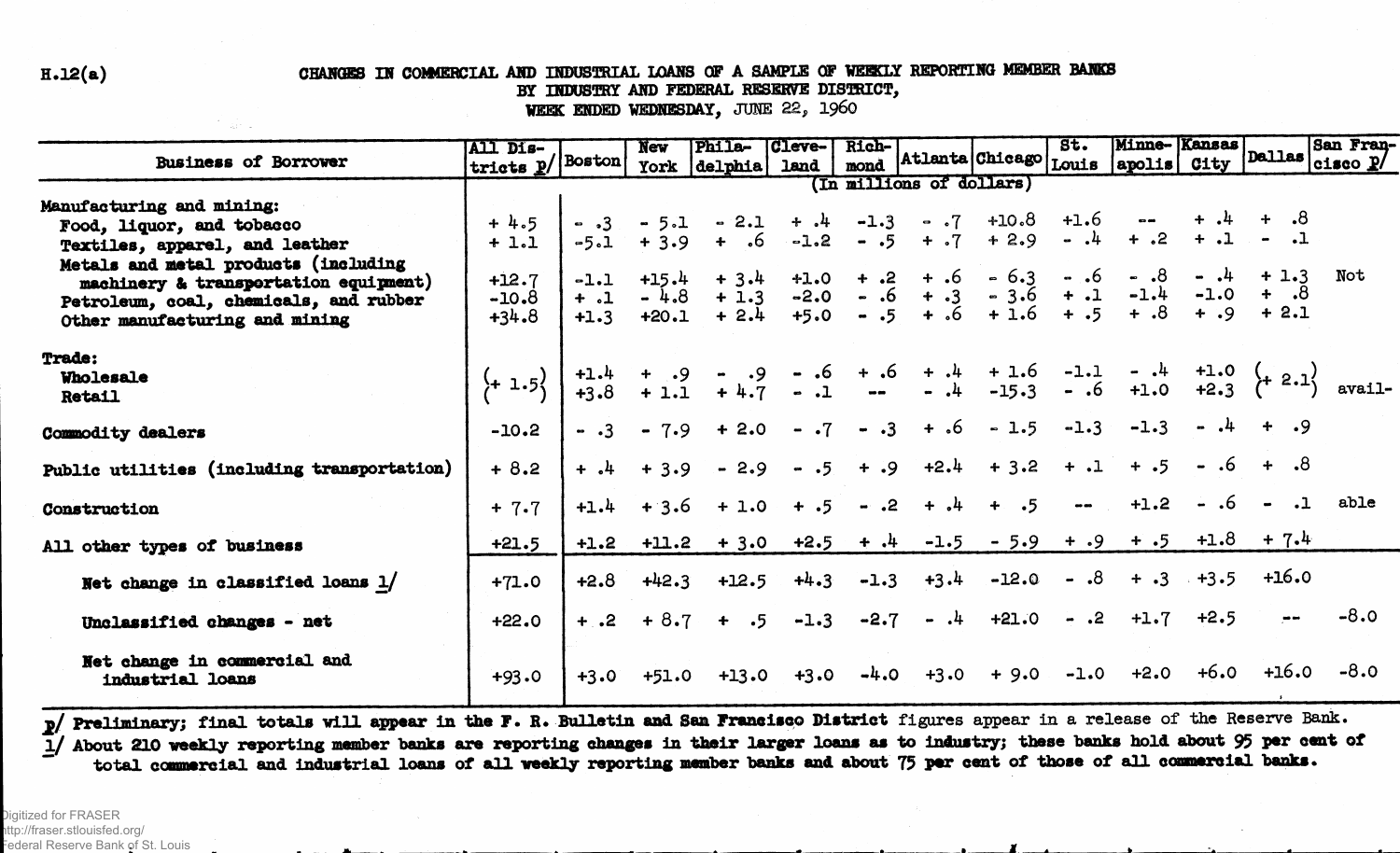H.12(a)

# CHANGES IN COMMERCIAL AND INDUSTRIAL LOANS OF A SAMPLE OF WEEKLY REPORTING MEMBER BANKS BY INDUSTRY AND FEDERAL RESERVE DISTRICT, WEEK ENDED WEDNESDAY, JUNE 22, 1960

| Business of Borrower | All Districts p/ | Boston | New York | Philadelphia | Cleveland | Richmond | Atlanta | Chicago | St. Louis | Minneapolis | Kansas City | Dallas | San Francisco p/ |
|---|---|---|---|---|---|---|---|---|---|---|---|---|---|
| | (In millions of dollars) | | | | | | | | | | | | |
| Manufacturing and mining: | | | | | | | | | | | | | |
| Food, liquor, and tobacco | + 4.5 | - .3 | - 5.1 | - 2.1 | + .4 | -1.3 | - .7 | +10.8 | +1.6 | -- | + .4 | + .8 | |
| Textiles, apparel, and leather | + 1.1 | -5.1 | + 3.9 | + .6 | -1.2 | - .5 | + .7 | + 2.9 | - .4 | + .2 | + .1 | - .1 | |
| Metals and metal products (including machinery & transportation equipment) | +12.7 | -1.1 | +15.4 | + 3.4 | +1.0 | + .2 | + .6 | - 6.3 | - .6 | - .8 | - .4 | + 1.3 | Not |
| Petroleum, coal, chemicals, and rubber | -10.8 | + .1 | - 4.8 | + 1.3 | -2.0 | - .6 | + .3 | - 3.6 | + .1 | -1.4 | -1.0 | + .8 | |
| Other manufacturing and mining | +34.8 | +1.3 | +20.1 | + 2.4 | +5.0 | - .5 | + .6 | + 1.6 | + .5 | + .8 | + .9 | + 2.1 | |
| Trade: | | | | | | | | | | | | | |
| Wholesale | (+ 1.5) | +1.4 | + .9 | - .9 | - .6 | + .6 | + .4 | + 1.6 | -1.1 | - .4 | +1.0 | (+ 2.1) | avail- |
| Retail | | +3.8 | + 1.1 | + 4.7 | - .1 | -- | - .4 | -15.3 | - .6 | +1.0 | +2.3 | | |
| Commodity dealers | -10.2 | - .3 | - 7.9 | + 2.0 | - .7 | - .3 | + .6 | - 1.5 | -1.3 | -1.3 | - .4 | + .9 | |
| Public utilities (including transportation) | + 8.2 | + .4 | + 3.9 | - 2.9 | - .5 | + .9 | +2.4 | + 3.2 | + .1 | + .5 | - .6 | + .8 | |
| Construction | + 7.7 | +1.4 | + 3.6 | + 1.0 | + .5 | - .2 | + .4 | + .5 | -- | +1.2 | - .6 | - .1 | able |
| All other types of business | +21.5 | +1.2 | +11.2 | + 3.0 | +2.5 | + .4 | -1.5 | - 5.9 | + .9 | + .5 | +1.8 | + 7.4 | |
| Net change in classified loans 1/ | +71.0 | +2.8 | +42.3 | +12.5 | +4.3 | -1.3 | +3.4 | -12.0 | - .8 | + .3 | +3.5 | +16.0 | |
| Unclassified changes - net | +22.0 | + .2 | + 8.7 | + .5 | -1.3 | -2.7 | - .4 | +21.0 | - .2 | +1.7 | +2.5 | -- | -8.0 |
| Net change in commercial and industrial loans | +93.0 | +3.0 | +51.0 | +13.0 | +3.0 | -4.0 | +3.0 | + 9.0 | -1.0 | +2.0 | +6.0 | +16.0 | -8.0 |

p/ Preliminary; final totals will appear in the F. R. Bulletin and San Francisco District figures appear in a release of the Reserve Bank.

1/ About 210 weekly reporting member banks are reporting changes in their larger loans as to industry; these banks hold about 95 per cent of total commercial and industrial loans of all weekly reporting member banks and about 75 per cent of those of all commercial banks.